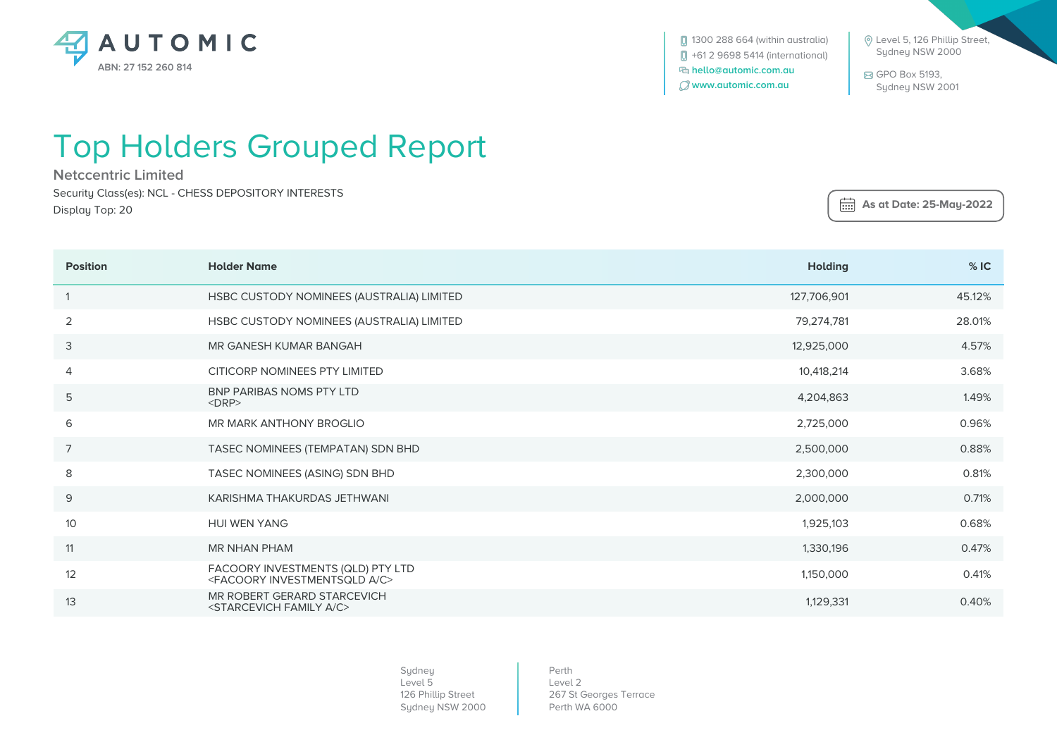AUTOMIC

ABN: 27 152 260 814

1300 288 664 (within australia)
+61 2 9698 5414 (international)
hello@automic.com.au
www.automic.com.au

Level 5, 126 Phillip Street,
Sydney NSW 2000

GPO Box 5193,
Sydney NSW 2001

# Top Holders Grouped Report

## Netccentric Limited

Security Class(es): NCL - CHESS DEPOSITORY INTERESTS

Display Top: 20

**As at Date: 25-May-2022**

| Position | Holder Name | Holding | % IC |
|---|---|---|---|
| 1 | HSBC CUSTODY NOMINEES (AUSTRALIA) LIMITED | 127,706,901 | 45.12% |
| 2 | HSBC CUSTODY NOMINEES (AUSTRALIA) LIMITED | 79,274,781 | 28.01% |
| 3 | MR GANESH KUMAR BANGAH | 12,925,000 | 4.57% |
| 4 | CITICORP NOMINEES PTY LIMITED | 10,418,214 | 3.68% |
| 5 | BNP PARIBAS NOMS PTY LTD <DRP> | 4,204,863 | 1.49% |
| 6 | MR MARK ANTHONY BROGLIO | 2,725,000 | 0.96% |
| 7 | TASEC NOMINEES (TEMPATAN) SDN BHD | 2,500,000 | 0.88% |
| 8 | TASEC NOMINEES (ASING) SDN BHD | 2,300,000 | 0.81% |
| 9 | KARISHMA THAKURDAS JETHWANI | 2,000,000 | 0.71% |
| 10 | HUI WEN YANG | 1,925,103 | 0.68% |
| 11 | MR NHAN PHAM | 1,330,196 | 0.47% |
| 12 | FACOORY INVESTMENTS (QLD) PTY LTD <FACOORY INVESTMENTSQLD A/C> | 1,150,000 | 0.41% |
| 13 | MR ROBERT GERARD STARCEVICH <STARCEVICH FAMILY A/C> | 1,129,331 | 0.40% |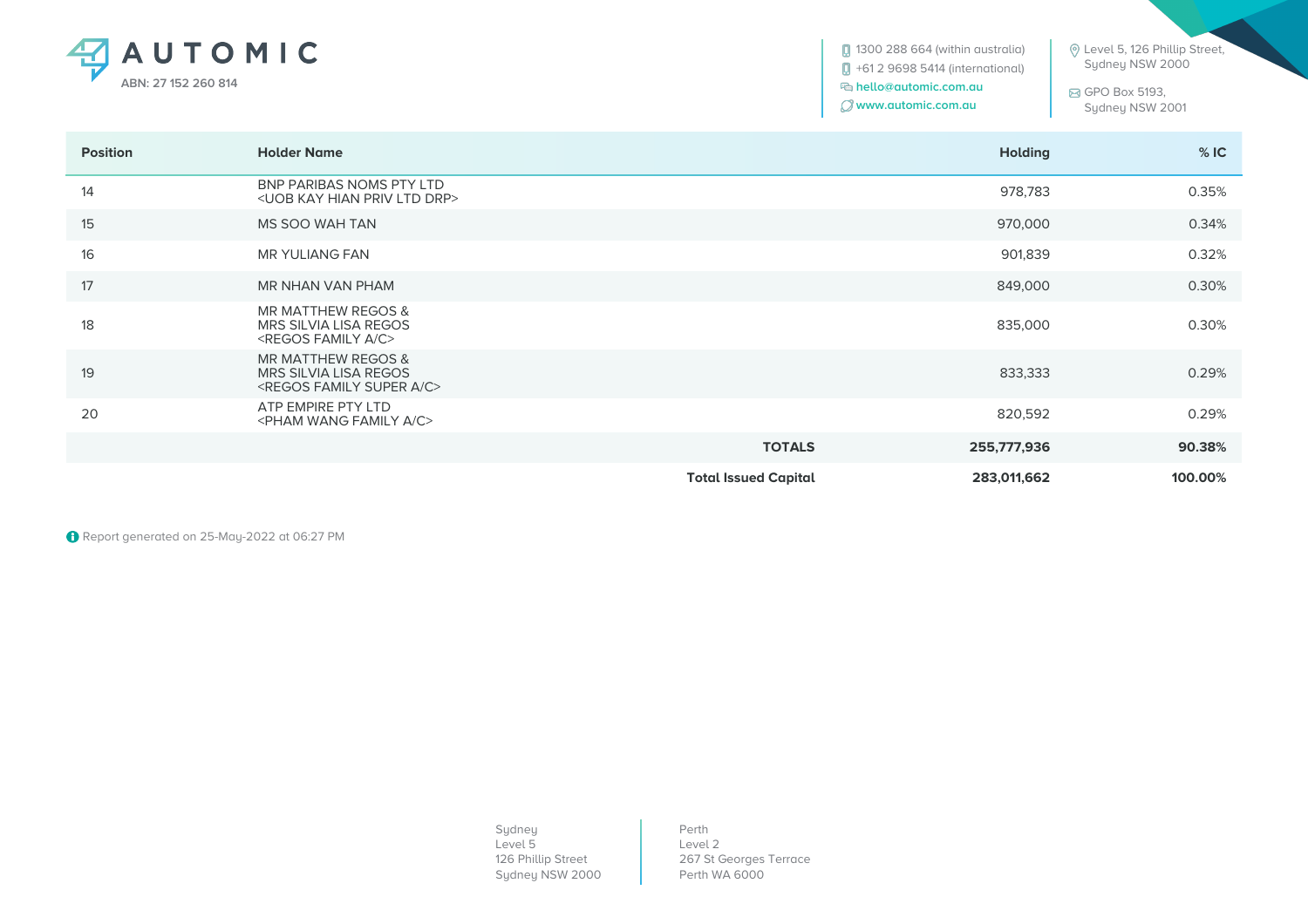| Position | Holder Name | Holding | % IC |
|---|---|---|---|
| 14 | BNP PARIBAS NOMS PTY LTD <UOB KAY HIAN PRIV LTD DRP> | 978,783 | 0.35% |
| 15 | MS SOO WAH TAN | 970,000 | 0.34% |
| 16 | MR YULIANG FAN | 901,839 | 0.32% |
| 17 | MR NHAN VAN PHAM | 849,000 | 0.30% |
| 18 | MR MATTHEW REGOS & MRS SILVIA LISA REGOS <REGOS FAMILY A/C> | 835,000 | 0.30% |
| 19 | MR MATTHEW REGOS & MRS SILVIA LISA REGOS <REGOS FAMILY SUPER A/C> | 833,333 | 0.29% |
| 20 | ATP EMPIRE PTY LTD <PHAM WANG FAMILY A/C> | 820,592 | 0.29% |
| | **TOTALS** | **255,777,936** | **90.38%** |
| | **Total Issued Capital** | **283,011,662** | **100.00%** |

Report generated on 25-May-2022 at 06:27 PM